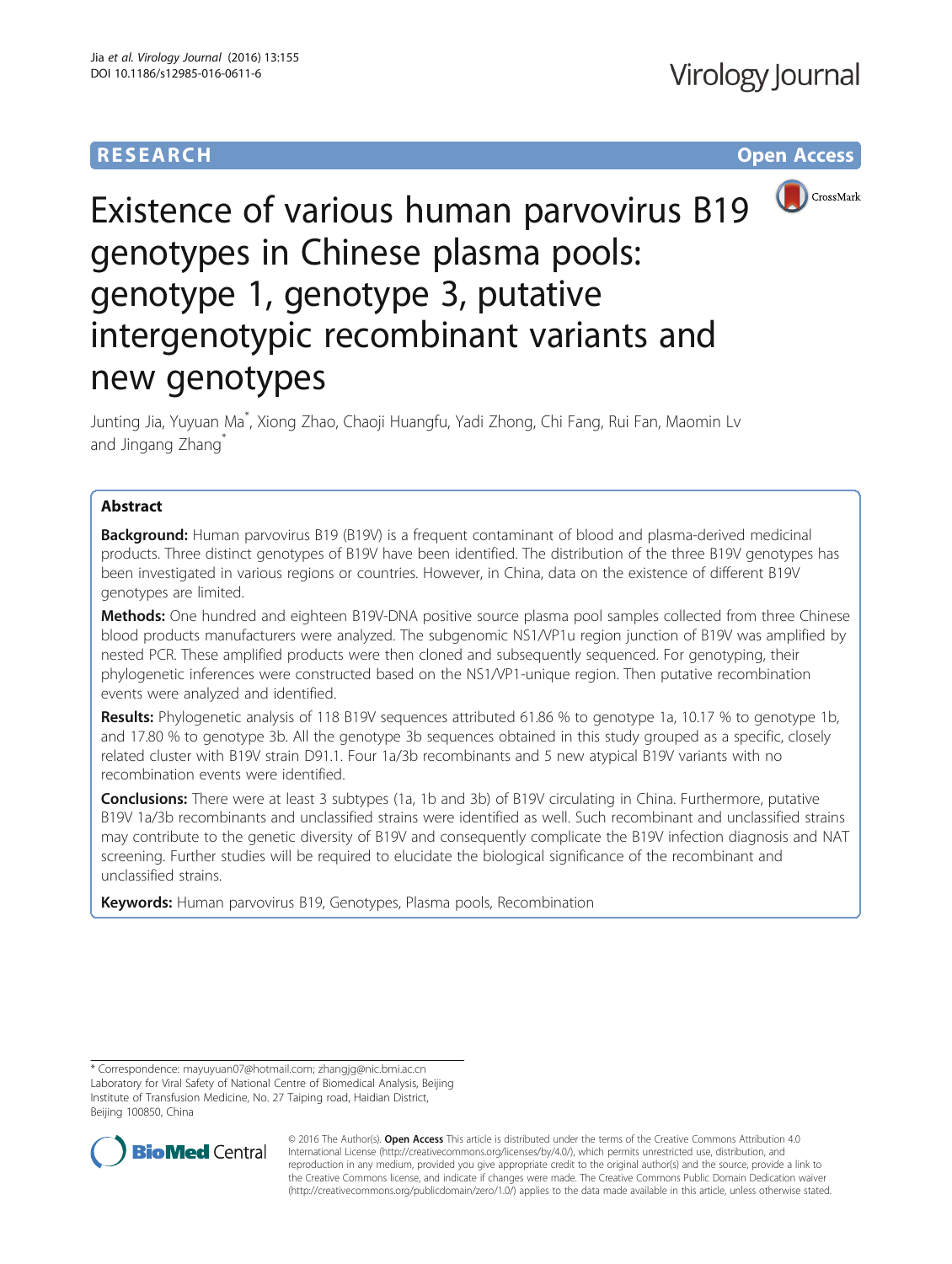RESEARCH Open Access

# Existence of various human parvovirus B19 genotypes in Chinese plasma pools: genotype 1, genotype 3, putative intergenotypic recombinant variants and new genotypes

Junting Jia, Yuyuan Ma*, Xiong Zhao, Chaoji Huangfu, Yadi Zhong, Chi Fang, Rui Fan, Maomin Lv and Jingang Zhang*

## Abstract

**Background:** Human parvovirus B19 (B19V) is a frequent contaminant of blood and plasma-derived medicinal products. Three distinct genotypes of B19V have been identified. The distribution of the three B19V genotypes has been investigated in various regions or countries. However, in China, data on the existence of different B19V genotypes are limited.

**Methods:** One hundred and eighteen B19V-DNA positive source plasma pool samples collected from three Chinese blood products manufacturers were analyzed. The subgenomic NS1/VP1u region junction of B19V was amplified by nested PCR. These amplified products were then cloned and subsequently sequenced. For genotyping, their phylogenetic inferences were constructed based on the NS1/VP1-unique region. Then putative recombination events were analyzed and identified.

**Results:** Phylogenetic analysis of 118 B19V sequences attributed 61.86 % to genotype 1a, 10.17 % to genotype 1b, and 17.80 % to genotype 3b. All the genotype 3b sequences obtained in this study grouped as a specific, closely related cluster with B19V strain D91.1. Four 1a/3b recombinants and 5 new atypical B19V variants with no recombination events were identified.

**Conclusions:** There were at least 3 subtypes (1a, 1b and 3b) of B19V circulating in China. Furthermore, putative B19V 1a/3b recombinants and unclassified strains were identified as well. Such recombinant and unclassified strains may contribute to the genetic diversity of B19V and consequently complicate the B19V infection diagnosis and NAT screening. Further studies will be required to elucidate the biological significance of the recombinant and unclassified strains.

**Keywords:** Human parvovirus B19, Genotypes, Plasma pools, Recombination

---

* Correspondence: mayuyuan07@hotmail.com; zhangjg@nic.bmi.ac.cn
Laboratory for Viral Safety of National Centre of Biomedical Analysis, Beijing Institute of Transfusion Medicine, No. 27 Taiping road, Haidian District, Beijing 100850, China

© 2016 The Author(s). **Open Access** This article is distributed under the terms of the Creative Commons Attribution 4.0 International License (http://creativecommons.org/licenses/by/4.0/), which permits unrestricted use, distribution, and reproduction in any medium, provided you give appropriate credit to the original author(s) and the source, provide a link to the Creative Commons license, and indicate if changes were made. The Creative Commons Public Domain Dedication waiver (http://creativecommons.org/publicdomain/zero/1.0/) applies to the data made available in this article, unless otherwise stated.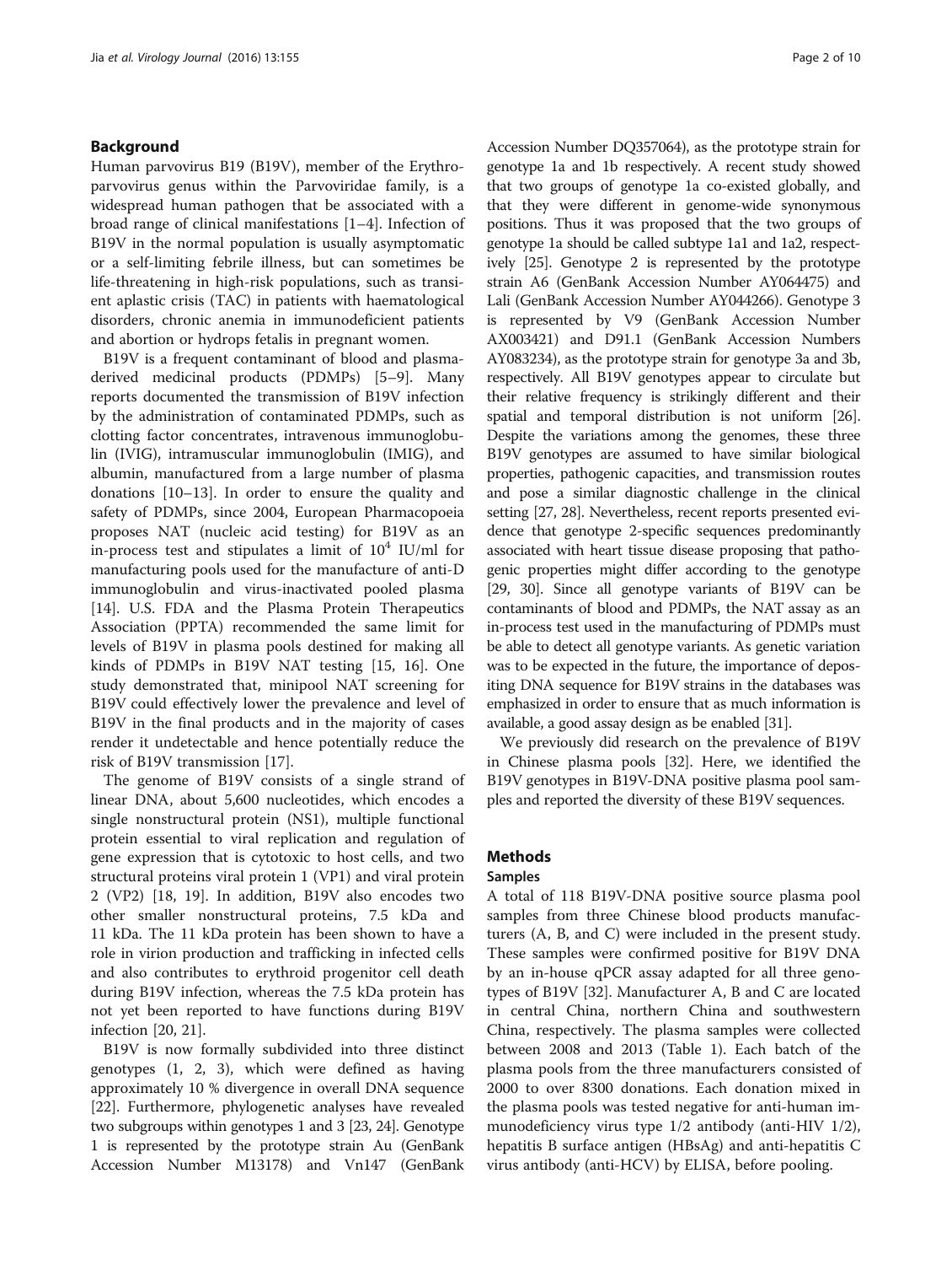## Background

Human parvovirus B19 (B19V), member of the Erythroparvovirus genus within the Parviviridae family, is a widespread human pathogen that be associated with a broad range of clinical manifestations [1–4]. Infection of B19V in the normal population is usually asymptomatic or a self-limiting febrile illness, but can sometimes be life-threatening in high-risk populations, such as transient aplastic crisis (TAC) in patients with haematological disorders, chronic anemia in immunodeficient patients and abortion or hydrops fetalis in pregnant women.

B19V is a frequent contaminant of blood and plasma-derived medicinal products (PDMPs) [5–9]. Many reports documented the transmission of B19V infection by the administration of contaminated PDMPs, such as clotting factor concentrates, intravenous immunoglobulin (IVIG), intramuscular immunoglobulin (IMIG), and albumin, manufactured from a large number of plasma donations [10–13]. In order to ensure the quality and safety of PDMPs, since 2004, European Pharmacopoeia proposes NAT (nucleic acid testing) for B19V as an in-process test and stipulates a limit of $10^4$ IU/ml for manufacturing pools used for the manufacture of anti-D immunoglobulin and virus-inactivated pooled plasma [14]. U.S. FDA and the Plasma Protein Therapeutics Association (PPTA) recommended the same limit for levels of B19V in plasma pools destined for making all kinds of PDMPs in B19V NAT testing [15, 16]. One study demonstrated that, minipool NAT screening for B19V could effectively lower the prevalence and level of B19V in the final products and in the majority of cases render it undetectable and hence potentially reduce the risk of B19V transmission [17].

The genome of B19V consists of a single strand of linear DNA, about 5,600 nucleotides, which encodes a single nonstructural protein (NS1), multiple functional protein essential to viral replication and regulation of gene expression that is cytotoxic to host cells, and two structural proteins viral protein 1 (VP1) and viral protein 2 (VP2) [18, 19]. In addition, B19V also encodes two other smaller nonstructural proteins, 7.5 kDa and 11 kDa. The 11 kDa protein has been shown to have a role in virion production and trafficking in infected cells and also contributes to erythroid progenitor cell death during B19V infection, whereas the 7.5 kDa protein has not yet been reported to have functions during B19V infection [20, 21].

B19V is now formally subdivided into three distinct genotypes (1, 2, 3), which were defined as having approximately 10 % divergence in overall DNA sequence [22]. Furthermore, phylogenetic analyses have revealed two subgroups within genotypes 1 and 3 [23, 24]. Genotype 1 is represented by the prototype strain Au (GenBank Accession Number M13178) and Vn147 (GenBank Accession Number DQ357064), as the prototype strain for genotype 1a and 1b respectively. A recent study showed that two groups of genotype 1a co-existed globally, and that they were different in genome-wide synonymous positions. Thus it was proposed that the two groups of genotype 1a should be called subtype 1a1 and 1a2, respectively [25]. Genotype 2 is represented by the prototype strain A6 (GenBank Accession Number AY064475) and Lali (GenBank Accession Number AY044266). Genotype 3 is represented by V9 (GenBank Accession Number AX003421) and D91.1 (GenBank Accession Numbers AY083234), as the prototype strain for genotype 3a and 3b, respectively. All B19V genotypes appear to circulate but their relative frequency is strikingly different and their spatial and temporal distribution is not uniform [26]. Despite the variations among the genomes, these three B19V genotypes are assumed to have similar biological properties, pathogenic capacities, and transmission routes and pose a similar diagnostic challenge in the clinical setting [27, 28]. Nevertheless, recent reports presented evidence that genotype 2-specific sequences predominantly associated with heart tissue disease proposing that pathogenic properties might differ according to the genotype [29, 30]. Since all genotype variants of B19V can be contaminants of blood and PDMPs, the NAT assay as an in-process test used in the manufacturing of PDMPs must be able to detect all genotype variants. As genetic variation was to be expected in the future, the importance of depositing DNA sequence for B19V strains in the databases was emphasized in order to ensure that as much information is available, a good assay design as be enabled [31].

We previously did research on the prevalence of B19V in Chinese plasma pools [32]. Here, we identified the B19V genotypes in B19V-DNA positive plasma pool samples and reported the diversity of these B19V sequences.

## Methods

### Samples

A total of 118 B19V-DNA positive source plasma pool samples from three Chinese blood products manufacturers (A, B, and C) were included in the present study. These samples were confirmed positive for B19V DNA by an in-house qPCR assay adapted for all three genotypes of B19V [32]. Manufacturer A, B and C are located in central China, northern China and southwestern China, respectively. The plasma samples were collected between 2008 and 2013 (Table 1). Each batch of the plasma pools from the three manufacturers consisted of 2000 to over 8300 donations. Each donation mixed in the plasma pools was tested negative for anti-human immunodeficiency virus type 1/2 antibody (anti-HIV 1/2), hepatitis B surface antigen (HBsAg) and anti-hepatitis C virus antibody (anti-HCV) by ELISA, before pooling.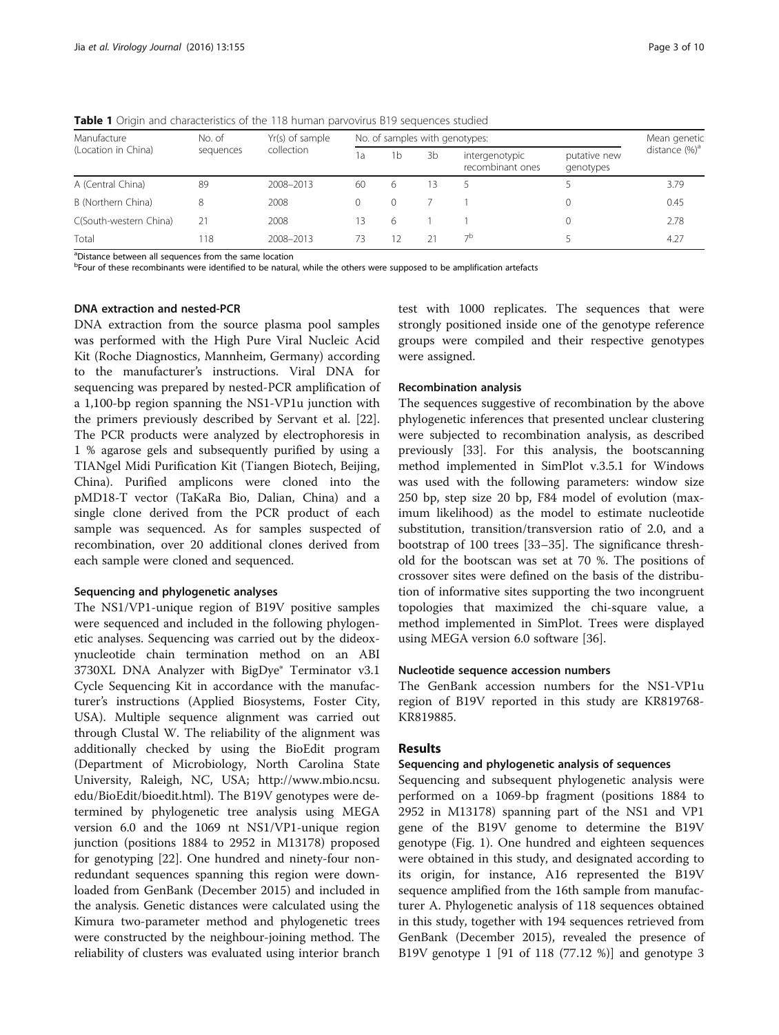**Table 1** Origin and characteristics of the 118 human parvovirus B19 sequences studied

| Manufacture (Location in China) | No. of sequences | Yr(s) of sample collection | No. of samples with genotypes: | | | | | Mean genetic distance (%)[a] |
|---|---|---|---|---|---|---|---|---|
| | | | 1a | 1b | 3b | intergenotypic recombinant ones | putative new genotypes | |
| A (Central China) | 89 | 2008–2013 | 60 | 6 | 13 | 5 | 5 | 3.79 |
| B (Northern China) | 8 | 2008 | 0 | 0 | 7 | 1 | 0 | 0.45 |
| C(South-western China) | 21 | 2008 | 13 | 6 | 1 | 1 | 0 | 2.78 |
| Total | 118 | 2008–2013 | 73 | 12 | 21 | 7[b] | 5 | 4.27 |

[a]Distance between all sequences from the same location

[b]Four of these recombinants were identified to be natural, while the others were supposed to be amplification artefacts

#### DNA extraction and nested-PCR

DNA extraction from the source plasma pool samples was performed with the High Pure Viral Nucleic Acid Kit (Roche Diagnostics, Mannheim, Germany) according to the manufacturer's instructions. Viral DNA for sequencing was prepared by nested-PCR amplification of a 1,100-bp region spanning the NS1-VP1u junction with the primers previously described by Servant et al. [22]. The PCR products were analyzed by electrophoresis in 1 % agarose gels and subsequently purified by using a TIANgel Midi Purification Kit (Tiangen Biotech, Beijing, China). Purified amplicons were cloned into the pMD18-T vector (TaKaRa Bio, Dalian, China) and a single clone derived from the PCR product of each sample was sequenced. As for samples suspected of recombination, over 20 additional clones derived from each sample were cloned and sequenced.

#### Sequencing and phylogenetic analyses

The NS1/VP1-unique region of B19V positive samples were sequenced and included in the following phylogenetic analyses. Sequencing was carried out by the dideoxynucleotide chain termination method on an ABI 3730XL DNA Analyzer with BigDye® Terminator v3.1 Cycle Sequencing Kit in accordance with the manufacturer's instructions (Applied Biosystems, Foster City, USA). Multiple sequence alignment was carried out through Clustal W. The reliability of the alignment was additionally checked by using the BioEdit program (Department of Microbiology, North Carolina State University, Raleigh, NC, USA; http://www.mbio.ncsu.edu/BioEdit/bioedit.html). The B19V genotypes were determined by phylogenetic tree analysis using MEGA version 6.0 and the 1069 nt NS1/VP1-unique region junction (positions 1884 to 2952 in M13178) proposed for genotyping [22]. One hundred and ninety-four non-redundant sequences spanning this region were downloaded from GenBank (December 2015) and included in the analysis. Genetic distances were calculated using the Kimura two-parameter method and phylogenetic trees were constructed by the neighbour-joining method. The reliability of clusters was evaluated using interior branch test with 1000 replicates. The sequences that were strongly positioned inside one of the genotype reference groups were compiled and their respective genotypes were assigned.

#### Recombination analysis

The sequences suggestive of recombination by the above phylogenetic inferences that presented unclear clustering were subjected to recombination analysis, as described previously [33]. For this analysis, the bootscanning method implemented in SimPlot v.3.5.1 for Windows was used with the following parameters: window size 250 bp, step size 20 bp, F84 model of evolution (maximum likelihood) as the model to estimate nucleotide substitution, transition/transversion ratio of 2.0, and a bootstrap of 100 trees [33–35]. The significance threshold for the bootscan was set at 70 %. The positions of crossover sites were defined on the basis of the distribution of informative sites supporting the two incongruent topologies that maximized the chi-square value, a method implemented in SimPlot. Trees were displayed using MEGA version 6.0 software [36].

#### Nucleotide sequence accession numbers

The GenBank accession numbers for the NS1-VP1u region of B19V reported in this study are KR819768-KR819885.

## Results

#### Sequencing and phylogenetic analysis of sequences

Sequencing and subsequent phylogenetic analysis were performed on a 1069-bp fragment (positions 1884 to 2952 in M13178) spanning part of the NS1 and VP1 gene of the B19V genome to determine the B19V genotype (Fig. 1). One hundred and eighteen sequences were obtained in this study, and designated according to its origin, for instance, A16 represented the B19V sequence amplified from the 16th sample from manufacturer A. Phylogenetic analysis of 118 sequences obtained in this study, together with 194 sequences retrieved from GenBank (December 2015), revealed the presence of B19V genotype 1 [91 of 118 (77.12 %)] and genotype 3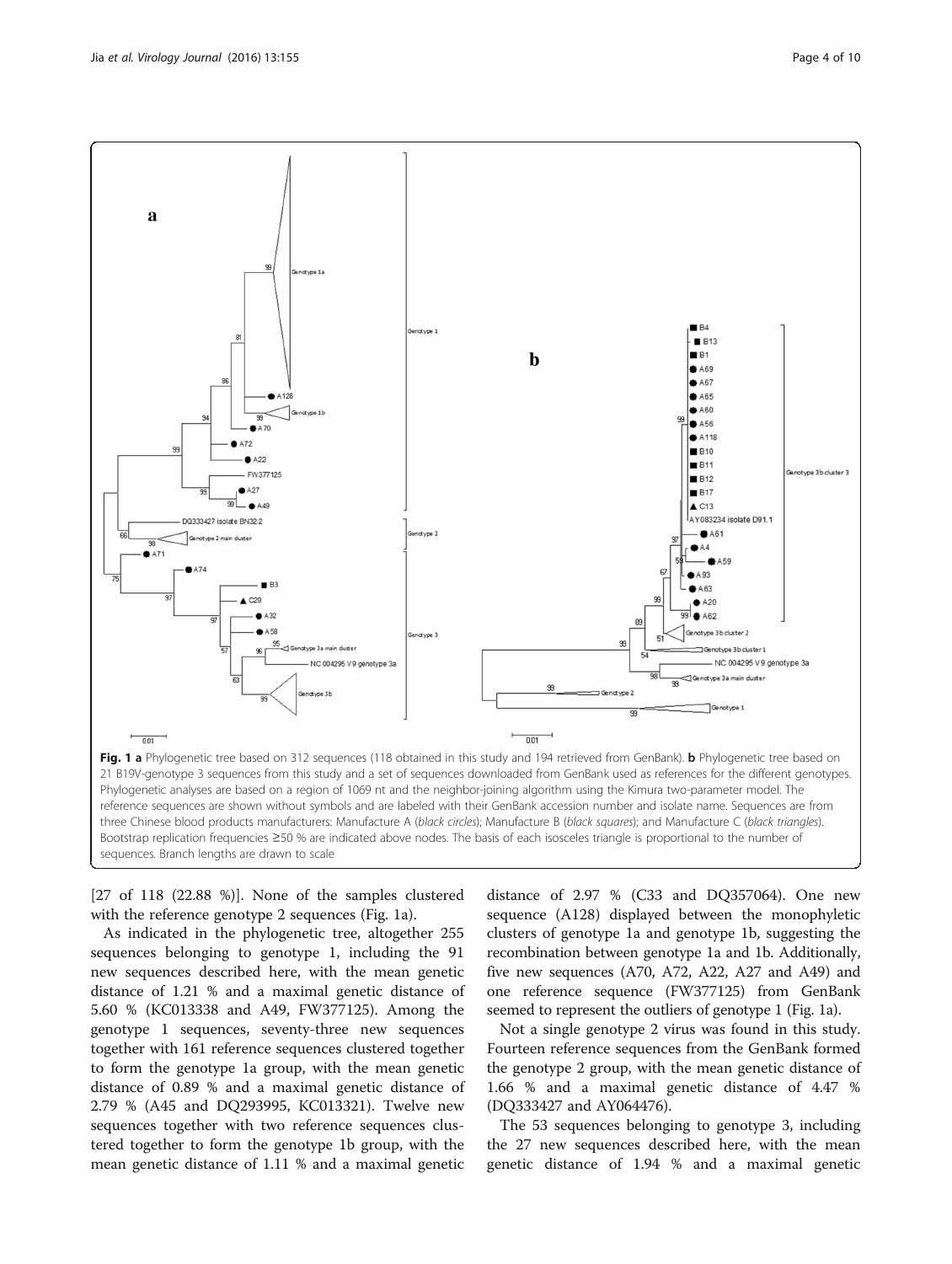**Fig. 1 a** Phylogenetic tree based on 312 sequences (118 obtained in this study and 194 retrieved from GenBank). **b** Phylogenetic tree based on 21 B19V-genotype 3 sequences from this study and a set of sequences downloaded from GenBank used as references for the different genotypes. Phylogenetic analyses are based on a region of 1069 nt and the neighbor-joining algorithm using the Kimura two-parameter model. The reference sequences are shown without symbols and are labeled with their GenBank accession number and isolate name. Sequences are from three Chinese blood products manufacturers: Manufacture A (*black circles*); Manufacture B (*black squares*); and Manufacture C (*black triangles*). Bootstrap replication frequencies ≥50 % are indicated above nodes. The basis of each isosceles triangle is proportional to the number of sequences. Branch lengths are drawn to scale

[27 of 118 (22.88 %)]. None of the samples clustered with the reference genotype 2 sequences (Fig. 1a).

As indicated in the phylogenetic tree, altogether 255 sequences belonging to genotype 1, including the 91 new sequences described here, with the mean genetic distance of 1.21 % and a maximal genetic distance of 5.60 % (KC013338 and A49, FW377125). Among the genotype 1 sequences, seventy-three new sequences together with 161 reference sequences clustered together to form the genotype 1a group, with the mean genetic distance of 0.89 % and a maximal genetic distance of 2.79 % (A45 and DQ293995, KC013321). Twelve new sequences together with two reference sequences clustered together to form the genotype 1b group, with the mean genetic distance of 1.11 % and a maximal genetic distance of 2.97 % (C33 and DQ357064). One new sequence (A128) displayed between the monophyletic clusters of genotype 1a and genotype 1b, suggesting the recombination between genotype 1a and 1b. Additionally, five new sequences (A70, A72, A22, A27 and A49) and one reference sequence (FW377125) from GenBank seemed to represent the outliers of genotype 1 (Fig. 1a).

Not a single genotype 2 virus was found in this study. Fourteen reference sequences from the GenBank formed the genotype 2 group, with the mean genetic distance of 1.66 % and a maximal genetic distance of 4.47 % (DQ333427 and AY064476).

The 53 sequences belonging to genotype 3, including the 27 new sequences described here, with the mean genetic distance of 1.94 % and a maximal genetic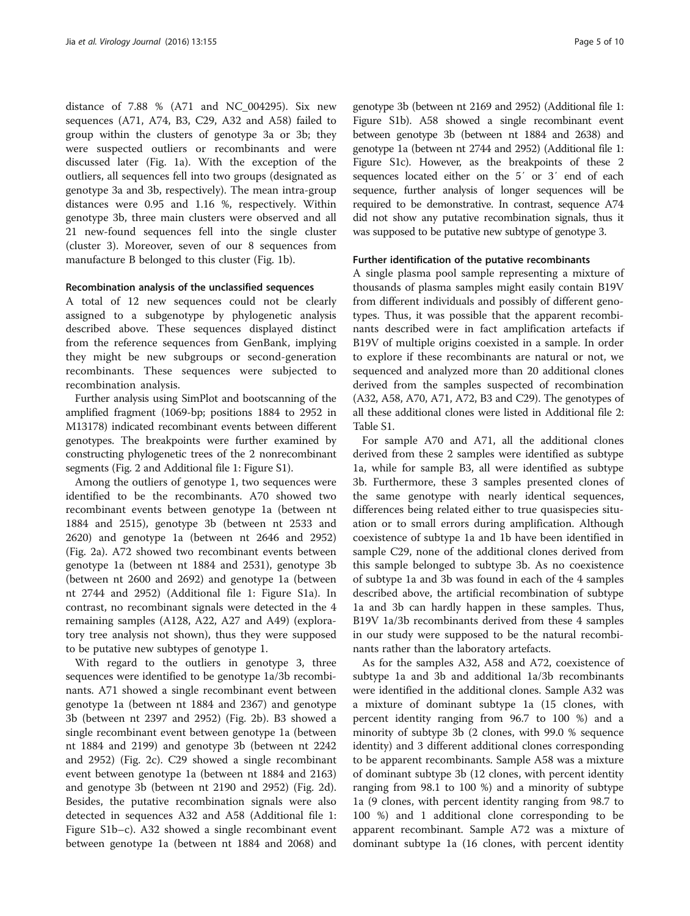distance of 7.88 % (A71 and NC_004295). Six new sequences (A71, A74, B3, C29, A32 and A58) failed to group within the clusters of genotype 3a or 3b; they were suspected outliers or recombinants and were discussed later (Fig. 1a). With the exception of the outliers, all sequences fell into two groups (designated as genotype 3a and 3b, respectively). The mean intra-group distances were 0.95 and 1.16 %, respectively. Within genotype 3b, three main clusters were observed and all 21 new-found sequences fell into the single cluster (cluster 3). Moreover, seven of our 8 sequences from manufacture B belonged to this cluster (Fig. 1b).

#### Recombination analysis of the unclassified sequences

A total of 12 new sequences could not be clearly assigned to a subgenotype by phylogenetic analysis described above. These sequences displayed distinct from the reference sequences from GenBank, implying they might be new subgroups or second-generation recombinants. These sequences were subjected to recombination analysis.

Further analysis using SimPlot and bootscanning of the amplified fragment (1069-bp; positions 1884 to 2952 in M13178) indicated recombinant events between different genotypes. The breakpoints were further examined by constructing phylogenetic trees of the 2 nonrecombinant segments (Fig. 2 and Additional file 1: Figure S1).

Among the outliers of genotype 1, two sequences were identified to be the recombinants. A70 showed two recombinant events between genotype 1a (between nt 1884 and 2515), genotype 3b (between nt 2533 and 2620) and genotype 1a (between nt 2646 and 2952) (Fig. 2a). A72 showed two recombinant events between genotype 1a (between nt 1884 and 2531), genotype 3b (between nt 2600 and 2692) and genotype 1a (between nt 2744 and 2952) (Additional file 1: Figure S1a). In contrast, no recombinant signals were detected in the 4 remaining samples (A128, A22, A27 and A49) (exploratory tree analysis not shown), thus they were supposed to be putative new subtypes of genotype 1.

With regard to the outliers in genotype 3, three sequences were identified to be genotype 1a/3b recombinants. A71 showed a single recombinant event between genotype 1a (between nt 1884 and 2367) and genotype 3b (between nt 2397 and 2952) (Fig. 2b). B3 showed a single recombinant event between genotype 1a (between nt 1884 and 2199) and genotype 3b (between nt 2242 and 2952) (Fig. 2c). C29 showed a single recombinant event between genotype 1a (between nt 1884 and 2163) and genotype 3b (between nt 2190 and 2952) (Fig. 2d). Besides, the putative recombination signals were also detected in sequences A32 and A58 (Additional file 1: Figure S1b–c). A32 showed a single recombinant event between genotype 1a (between nt 1884 and 2068) and genotype 3b (between nt 2169 and 2952) (Additional file 1: Figure S1b). A58 showed a single recombinant event between genotype 3b (between nt 1884 and 2638) and genotype 1a (between nt 2744 and 2952) (Additional file 1: Figure S1c). However, as the breakpoints of these 2 sequences located either on the 5′ or 3′ end of each sequence, further analysis of longer sequences will be required to be demonstrative. In contrast, sequence A74 did not show any putative recombination signals, thus it was supposed to be putative new subtype of genotype 3.

#### Further identification of the putative recombinants

A single plasma pool sample representing a mixture of thousands of plasma samples might easily contain B19V from different individuals and possibly of different genotypes. Thus, it was possible that the apparent recombinants described were in fact amplification artefacts if B19V of multiple origins coexisted in a sample. In order to explore if these recombinants are natural or not, we sequenced and analyzed more than 20 additional clones derived from the samples suspected of recombination (A32, A58, A70, A71, A72, B3 and C29). The genotypes of all these additional clones were listed in Additional file 2: Table S1.

For sample A70 and A71, all the additional clones derived from these 2 samples were identified as subtype 1a, while for sample B3, all were identified as subtype 3b. Furthermore, these 3 samples presented clones of the same genotype with nearly identical sequences, differences being related either to true quasispecies situation or to small errors during amplification. Although coexistence of subtype 1a and 1b have been identified in sample C29, none of the additional clones derived from this sample belonged to subtype 3b. As no coexistence of subtype 1a and 3b was found in each of the 4 samples described above, the artificial recombination of subtype 1a and 3b can hardly happen in these samples. Thus, B19V 1a/3b recombinants derived from these 4 samples in our study were supposed to be the natural recombinants rather than the laboratory artefacts.

As for the samples A32, A58 and A72, coexistence of subtype 1a and 3b and additional 1a/3b recombinants were identified in the additional clones. Sample A32 was a mixture of dominant subtype 1a (15 clones, with percent identity ranging from 96.7 to 100 %) and a minority of subtype 3b (2 clones, with 99.0 % sequence identity) and 3 different additional clones corresponding to be apparent recombinants. Sample A58 was a mixture of dominant subtype 3b (12 clones, with percent identity ranging from 98.1 to 100 %) and a minority of subtype 1a (9 clones, with percent identity ranging from 98.7 to 100 %) and 1 additional clone corresponding to be apparent recombinant. Sample A72 was a mixture of dominant subtype 1a (16 clones, with percent identity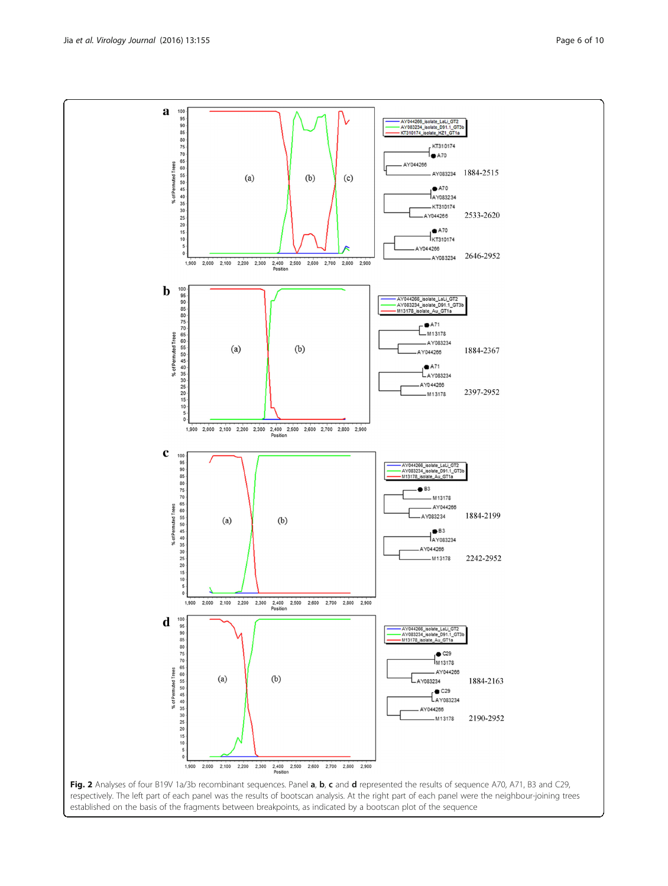**Fig. 2** Analyses of four B19V 1a/3b recombinant sequences. Panel **a**, **b**, **c** and **d** represented the results of sequence A70, A71, B3 and C29, respectively. The left part of each panel was the results of bootscan analysis. At the right part of each panel were the neighbour-joining trees established on the basis of the fragments between breakpoints, as indicated by a bootscan plot of the sequence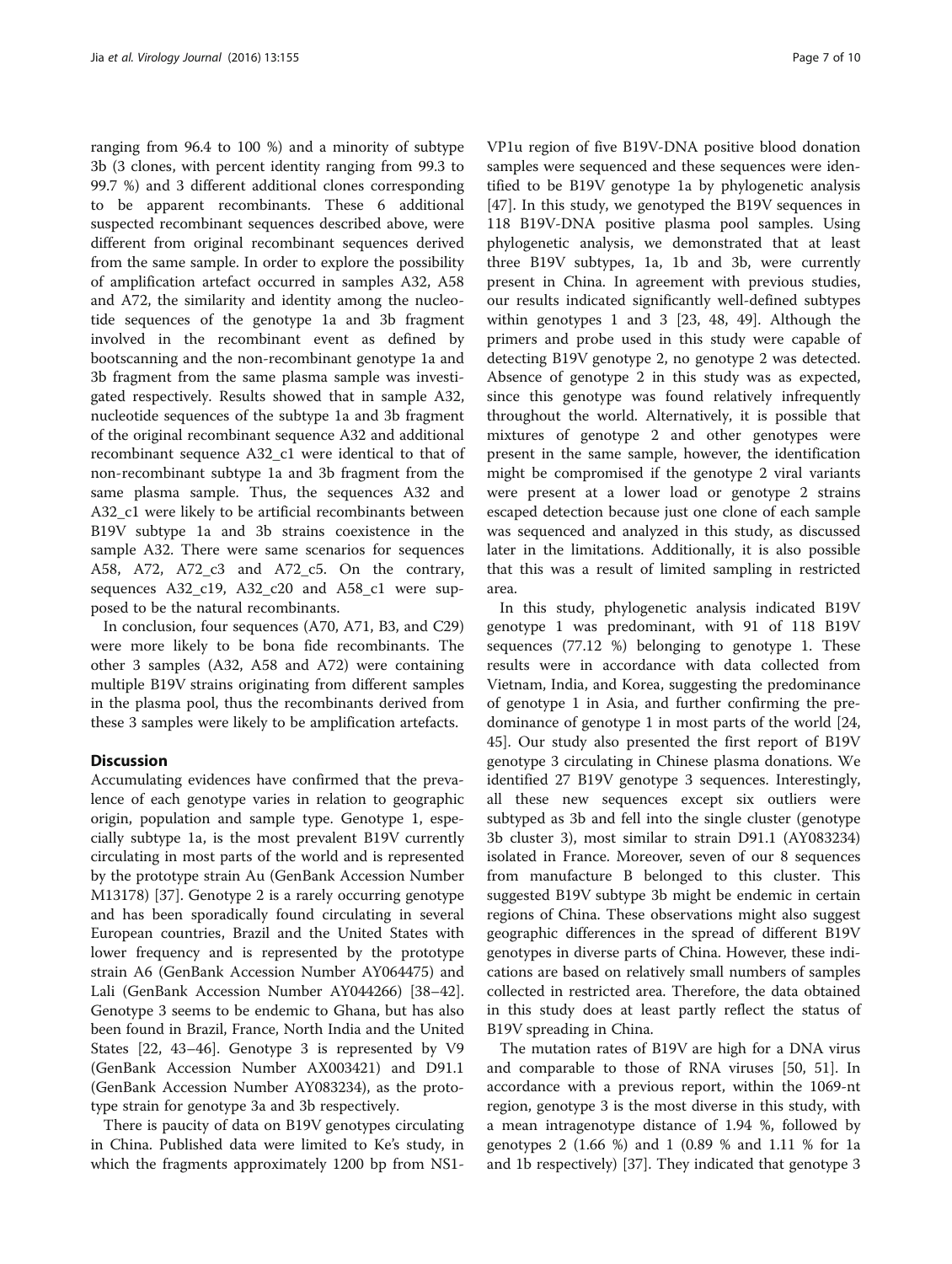ranging from 96.4 to 100 %) and a minority of subtype 3b (3 clones, with percent identity ranging from 99.3 to 99.7 %) and 3 different additional clones corresponding to be apparent recombinants. These 6 additional suspected recombinant sequences described above, were different from original recombinant sequences derived from the same sample. In order to explore the possibility of amplification artefact occurred in samples A32, A58 and A72, the similarity and identity among the nucleotide sequences of the genotype 1a and 3b fragment involved in the recombinant event as defined by bootscanning and the non-recombinant genotype 1a and 3b fragment from the same plasma sample was investigated respectively. Results showed that in sample A32, nucleotide sequences of the subtype 1a and 3b fragment of the original recombinant sequence A32 and additional recombinant sequence A32_c1 were identical to that of non-recombinant subtype 1a and 3b fragment from the same plasma sample. Thus, the sequences A32 and A32_c1 were likely to be artificial recombinants between B19V subtype 1a and 3b strains coexistence in the sample A32. There were same scenarios for sequences A58, A72, A72_c3 and A72_c5. On the contrary, sequences A32_c19, A32_c20 and A58_c1 were supposed to be the natural recombinants.

In conclusion, four sequences (A70, A71, B3, and C29) were more likely to be bona fide recombinants. The other 3 samples (A32, A58 and A72) were containing multiple B19V strains originating from different samples in the plasma pool, thus the recombinants derived from these 3 samples were likely to be amplification artefacts.

## Discussion

Accumulating evidences have confirmed that the prevalence of each genotype varies in relation to geographic origin, population and sample type. Genotype 1, especially subtype 1a, is the most prevalent B19V currently circulating in most parts of the world and is represented by the prototype strain Au (GenBank Accession Number M13178) [37]. Genotype 2 is a rarely occurring genotype and has been sporadically found circulating in several European countries, Brazil and the United States with lower frequency and is represented by the prototype strain A6 (GenBank Accession Number AY064475) and Lali (GenBank Accession Number AY044266) [38–42]. Genotype 3 seems to be endemic to Ghana, but has also been found in Brazil, France, North India and the United States [22, 43–46]. Genotype 3 is represented by V9 (GenBank Accession Number AX003421) and D91.1 (GenBank Accession Number AY083234), as the prototype strain for genotype 3a and 3b respectively.

There is paucity of data on B19V genotypes circulating in China. Published data were limited to Ke's study, in which the fragments approximately 1200 bp from NS1-VP1u region of five B19V-DNA positive blood donation samples were sequenced and these sequences were identified to be B19V genotype 1a by phylogenetic analysis [47]. In this study, we genotyped the B19V sequences in 118 B19V-DNA positive plasma pool samples. Using phylogenetic analysis, we demonstrated that at least three B19V subtypes, 1a, 1b and 3b, were currently present in China. In agreement with previous studies, our results indicated significantly well-defined subtypes within genotypes 1 and 3 [23, 48, 49]. Although the primers and probe used in this study were capable of detecting B19V genotype 2, no genotype 2 was detected. Absence of genotype 2 in this study was as expected, since this genotype was found relatively infrequently throughout the world. Alternatively, it is possible that mixtures of genotype 2 and other genotypes were present in the same sample, however, the identification might be compromised if the genotype 2 viral variants were present at a lower load or genotype 2 strains escaped detection because just one clone of each sample was sequenced and analyzed in this study, as discussed later in the limitations. Additionally, it is also possible that this was a result of limited sampling in restricted area.

In this study, phylogenetic analysis indicated B19V genotype 1 was predominant, with 91 of 118 B19V sequences (77.12 %) belonging to genotype 1. These results were in accordance with data collected from Vietnam, India, and Korea, suggesting the predominance of genotype 1 in Asia, and further confirming the predominance of genotype 1 in most parts of the world [24, 45]. Our study also presented the first report of B19V genotype 3 circulating in Chinese plasma donations. We identified 27 B19V genotype 3 sequences. Interestingly, all these new sequences except six outliers were subtyped as 3b and fell into the single cluster (genotype 3b cluster 3), most similar to strain D91.1 (AY083234) isolated in France. Moreover, seven of our 8 sequences from manufacture B belonged to this cluster. This suggested B19V subtype 3b might be endemic in certain regions of China. These observations might also suggest geographic differences in the spread of different B19V genotypes in diverse parts of China. However, these indications are based on relatively small numbers of samples collected in restricted area. Therefore, the data obtained in this study does at least partly reflect the status of B19V spreading in China.

The mutation rates of B19V are high for a DNA virus and comparable to those of RNA viruses [50, 51]. In accordance with a previous report, within the 1069-nt region, genotype 3 is the most diverse in this study, with a mean intragenotype distance of 1.94 %, followed by genotypes 2 (1.66 %) and 1 (0.89 % and 1.11 % for 1a and 1b respectively) [37]. They indicated that genotype 3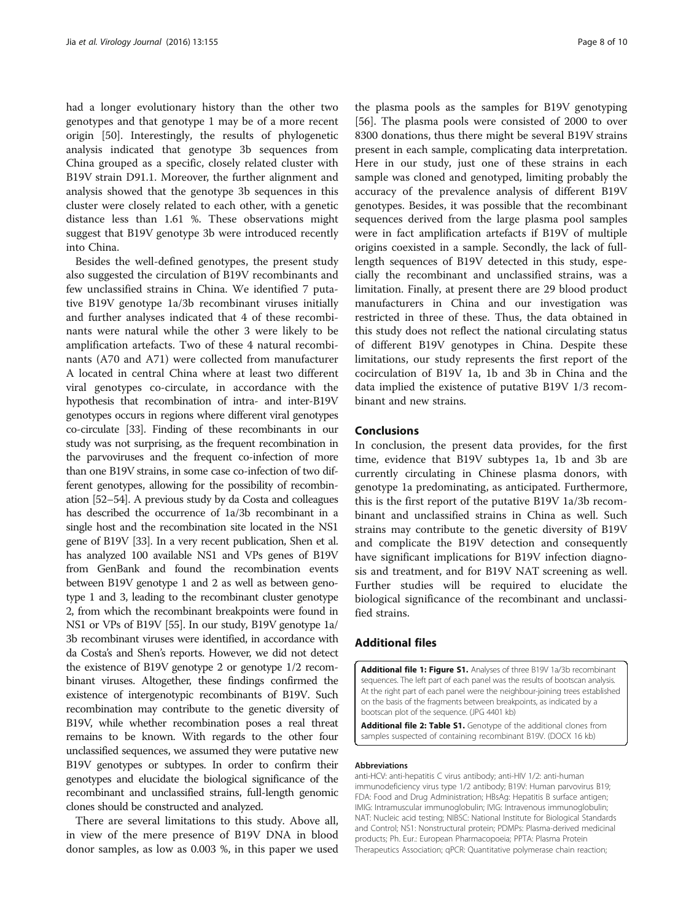had a longer evolutionary history than the other two genotypes and that genotype 1 may be of a more recent origin [50]. Interestingly, the results of phylogenetic analysis indicated that genotype 3b sequences from China grouped as a specific, closely related cluster with B19V strain D91.1. Moreover, the further alignment and analysis showed that the genotype 3b sequences in this cluster were closely related to each other, with a genetic distance less than 1.61 %. These observations might suggest that B19V genotype 3b were introduced recently into China.

Besides the well-defined genotypes, the present study also suggested the circulation of B19V recombinants and few unclassified strains in China. We identified 7 putative B19V genotype 1a/3b recombinant viruses initially and further analyses indicated that 4 of these recombinants were natural while the other 3 were likely to be amplification artefacts. Two of these 4 natural recombinants (A70 and A71) were collected from manufacturer A located in central China where at least two different viral genotypes co-circulate, in accordance with the hypothesis that recombination of intra- and inter-B19V genotypes occurs in regions where different viral genotypes co-circulate [33]. Finding of these recombinants in our study was not surprising, as the frequent recombination in the parvoviruses and the frequent co-infection of more than one B19V strains, in some case co-infection of two different genotypes, allowing for the possibility of recombination [52–54]. A previous study by da Costa and colleagues has described the occurrence of 1a/3b recombinant in a single host and the recombination site located in the NS1 gene of B19V [33]. In a very recent publication, Shen et al. has analyzed 100 available NS1 and VPs genes of B19V from GenBank and found the recombination events between B19V genotype 1 and 2 as well as between genotype 1 and 3, leading to the recombinant cluster genotype 2, from which the recombinant breakpoints were found in NS1 or VPs of B19V [55]. In our study, B19V genotype 1a/3b recombinant viruses were identified, in accordance with da Costa's and Shen's reports. However, we did not detect the existence of B19V genotype 2 or genotype 1/2 recombinant viruses. Altogether, these findings confirmed the existence of intergenotypic recombinants of B19V. Such recombination may contribute to the genetic diversity of B19V, while whether recombination poses a real threat remains to be known. With regards to the other four unclassified sequences, we assumed they were putative new B19V genotypes or subtypes. In order to confirm their genotypes and elucidate the biological significance of the recombinant and unclassified strains, full-length genomic clones should be constructed and analyzed.

There are several limitations to this study. Above all, in view of the mere presence of B19V DNA in blood donor samples, as low as 0.003 %, in this paper we used the plasma pools as the samples for B19V genotyping [56]. The plasma pools were consisted of 2000 to over 8300 donations, thus there might be several B19V strains present in each sample, complicating data interpretation. Here in our study, just one of these strains in each sample was cloned and genotyped, limiting probably the accuracy of the prevalence analysis of different B19V genotypes. Besides, it was possible that the recombinant sequences derived from the large plasma pool samples were in fact amplification artefacts if B19V of multiple origins coexisted in a sample. Secondly, the lack of full-length sequences of B19V detected in this study, especially the recombinant and unclassified strains, was a limitation. Finally, at present there are 29 blood product manufacturers in China and our investigation was restricted in three of these. Thus, the data obtained in this study does not reflect the national circulating status of different B19V genotypes in China. Despite these limitations, our study represents the first report of the cocirculation of B19V 1a, 1b and 3b in China and the data implied the existence of putative B19V 1/3 recombinant and new strains.

## Conclusions

In conclusion, the present data provides, for the first time, evidence that B19V subtypes 1a, 1b and 3b are currently circulating in Chinese plasma donors, with genotype 1a predominating, as anticipated. Furthermore, this is the first report of the putative B19V 1a/3b recombinant and unclassified strains in China as well. Such strains may contribute to the genetic diversity of B19V and complicate the B19V detection and consequently have significant implications for B19V infection diagnosis and treatment, and for B19V NAT screening as well. Further studies will be required to elucidate the biological significance of the recombinant and unclassified strains.

## Additional files

**Additional file 1: Figure S1.** Analyses of three B19V 1a/3b recombinant sequences. The left part of each panel was the results of bootscan analysis. At the right part of each panel were the neighbour-joining trees established on the basis of the fragments between breakpoints, as indicated by a bootscan plot of the sequence. (JPG 4401 kb)

**Additional file 2: Table S1.** Genotype of the additional clones from samples suspected of containing recombinant B19V. (DOCX 16 kb)

#### Abbreviations

anti-HCV: anti-hepatitis C virus antibody; anti-HIV 1/2: anti-human immunodeficiency virus type 1/2 antibody; B19V: Human parvovirus B19; FDA: Food and Drug Administration; HBsAg: Hepatitis B surface antigen; IMIG: Intramuscular immunoglobulin; IVIG: Intravenous immunoglobulin; NAT: Nucleic acid testing; NIBSC: National Institute for Biological Standards and Control; NS1: Nonstructural protein; PDMPs: Plasma-derived medicinal products; Ph. Eur.: European Pharmacopoeia; PPTA: Plasma Protein Therapeutics Association; qPCR: Quantitative polymerase chain reaction;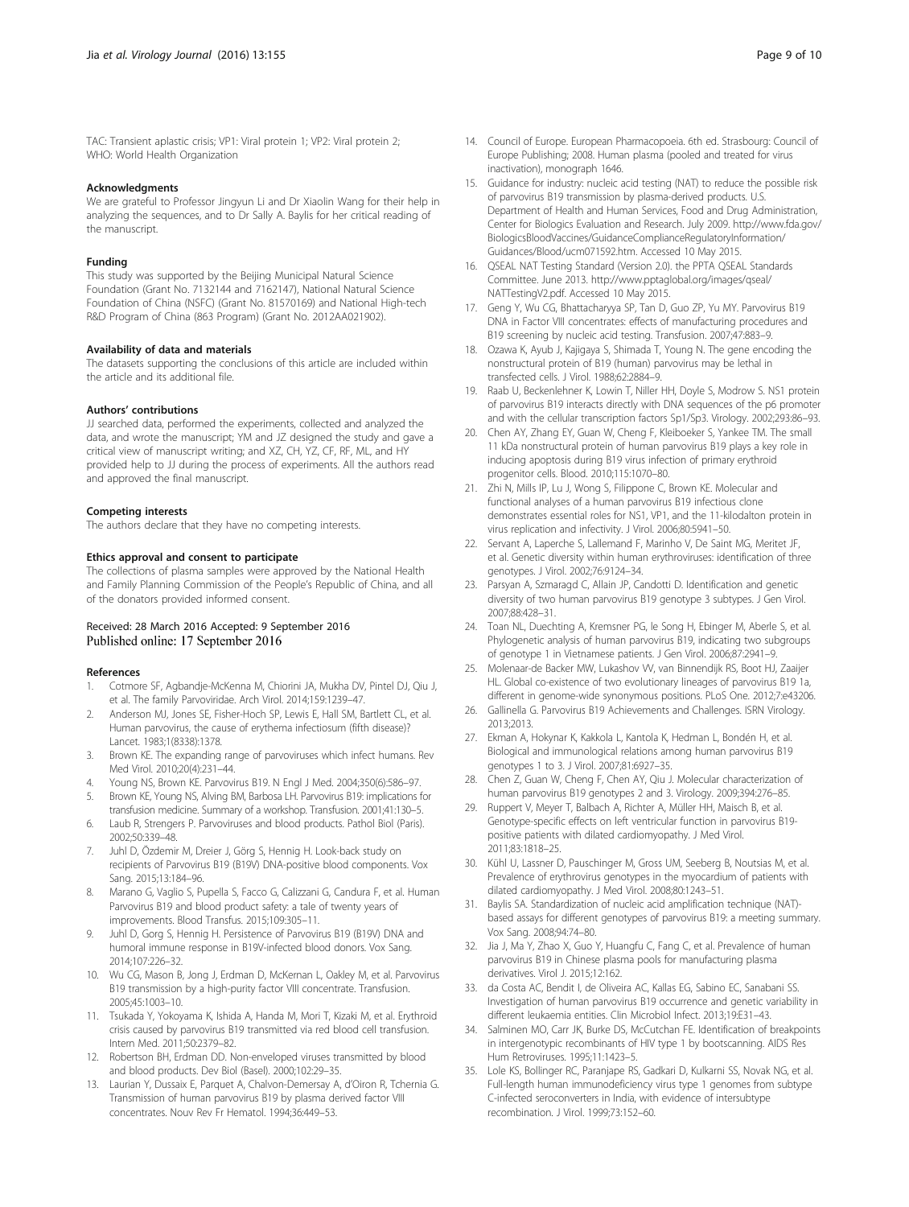TAC: Transient aplastic crisis; VP1: Viral protein 1; VP2: Viral protein 2; WHO: World Health Organization

#### Acknowledgments

We are grateful to Professor Jingyun Li and Dr Xiaolin Wang for their help in analyzing the sequences, and to Dr Sally A. Baylis for her critical reading of the manuscript.

#### Funding

This study was supported by the Beijing Municipal Natural Science Foundation (Grant No. 7132144 and 7162147), National Natural Science Foundation of China (NSFC) (Grant No. 81570169) and National High-tech R&D Program of China (863 Program) (Grant No. 2012AA021902).

#### Availability of data and materials

The datasets supporting the conclusions of this article are included within the article and its additional file.

#### Authors' contributions

JJ searched data, performed the experiments, collected and analyzed the data, and wrote the manuscript; YM and JZ designed the study and gave a critical view of manuscript writing; and XZ, CH, YZ, CF, RF, ML, and HY provided help to JJ during the process of experiments. All the authors read and approved the final manuscript.

#### Competing interests

The authors declare that they have no competing interests.

#### Ethics approval and consent to participate

The collections of plasma samples were approved by the National Health and Family Planning Commission of the People's Republic of China, and all of the donators provided informed consent.

Received: 28 March 2016 Accepted: 9 September 2016
Published online: 17 September 2016

#### References

1. Cotmore SF, Agbandje-McKenna M, Chiorini JA, Mukha DV, Pintel DJ, Qiu J, et al. The family Parvoviridae. Arch Virol. 2014;159:1239–47.
2. Anderson MJ, Jones SE, Fisher-Hoch SP, Lewis E, Hall SM, Bartlett CL, et al. Human parvovirus, the cause of erythema infectiosum (fifth disease)? Lancet. 1983;1(8338):1378.
3. Brown KE. The expanding range of parvoviruses which infect humans. Rev Med Virol. 2010;20(4):231–44.
4. Young NS, Brown KE. Parvovirus B19. N Engl J Med. 2004;350(6):586–97.
5. Brown KE, Young NS, Alving BM, Barbosa LH. Parvovirus B19: implications for transfusion medicine. Summary of a workshop. Transfusion. 2001;41:130–5.
6. Laub R, Strengers P. Parvoviruses and blood products. Pathol Biol (Paris). 2002;50:339–48.
7. Juhl D, Özdemir M, Dreier J, Görg S, Hennig H. Look-back study on recipients of Parvovirus B19 (B19V) DNA-positive blood components. Vox Sang. 2015;13:184–96.
8. Marano G, Vaglio S, Pupella S, Facco G, Calizzani G, Candura F, et al. Human Parvovirus B19 and blood product safety: a tale of twenty years of improvements. Blood Transfus. 2015;109:305–11.
9. Juhl D, Gorg S, Hennig H. Persistence of Parvovirus B19 (B19V) DNA and humoral immune response in B19V-infected blood donors. Vox Sang. 2014;107:226–32.
10. Wu CG, Mason B, Jong J, Erdman D, McKernan L, Oakley M, et al. Parvovirus B19 transmission by a high-purity factor VIII concentrate. Transfusion. 2005;45:1003–10.
11. Tsukada Y, Yokoyama K, Ishida A, Handa M, Mori T, Kizaki M, et al. Erythroid crisis caused by parvovirus B19 transmitted via red blood cell transfusion. Intern Med. 2011;50:2379–82.
12. Robertson BH, Erdman DD. Non-enveloped viruses transmitted by blood and blood products. Dev Biol (Basel). 2000;102:29–35.
13. Laurian Y, Dussaix E, Parquet A, Chalvon-Demersay A, d'Oiron R, Tchernia G. Transmission of human parvovirus B19 by plasma derived factor VIII concentrates. Nouv Rev Fr Hematol. 1994;36:449–53.
14. Council of Europe. European Pharmacopoeia. 6th ed. Strasbourg: Council of Europe Publishing; 2008. Human plasma (pooled and treated for virus inactivation), monograph 1646.
15. Guidance for industry: nucleic acid testing (NAT) to reduce the possible risk of parvovirus B19 transmission by plasma-derived products. U.S. Department of Health and Human Services, Food and Drug Administration, Center for Biologics Evaluation and Research. July 2009. http://www.fda.gov/BiologicsBloodVaccines/GuidanceComplianceRegulatoryInformation/Guidances/Blood/ucm071592.htm. Accessed 10 May 2015.
16. QSEAL NAT Testing Standard (Version 2.0). the PPTA QSEAL Standards Committee. June 2013. http://www.pptaglobal.org/images/qseal/NATTestingV2.pdf. Accessed 10 May 2015.
17. Geng Y, Wu CG, Bhattacharyya SP, Tan D, Guo ZP, Yu MY. Parvovirus B19 DNA in Factor VIII concentrates: effects of manufacturing procedures and B19 screening by nucleic acid testing. Transfusion. 2007;47:883–9.
18. Ozawa K, Ayub J, Kajigaya S, Shimada T, Young N. The gene encoding the nonstructural protein of B19 (human) parvovirus may be lethal in transfected cells. J Virol. 1988;62:2884–9.
19. Raab U, Beckenlehner K, Lowin T, Niller HH, Doyle S, Modrow S. NS1 protein of parvovirus B19 interacts directly with DNA sequences of the p6 promoter and with the cellular transcription factors Sp1/Sp3. Virology. 2002;293:86–93.
20. Chen AY, Zhang EY, Guan W, Cheng F, Kleiboeker S, Yankee TM. The small 11 kDa nonstructural protein of human parvovirus B19 plays a key role in inducing apoptosis during B19 virus infection of primary erythroid progenitor cells. Blood. 2010;115:1070–80.
21. Zhi N, Mills IP, Lu J, Wong S, Filippone C, Brown KE. Molecular and functional analyses of a human parvovirus B19 infectious clone demonstrates essential roles for NS1, VP1, and the 11-kilodalton protein in virus replication and infectivity. J Virol. 2006;80:5941–50.
22. Servant A, Laperche S, Lallemand F, Marinho V, De Saint MG, Meritet JF, et al. Genetic diversity within human erythroviruses: identification of three genotypes. J Virol. 2002;76:9124–34.
23. Parsyan A, Szmaragd C, Allain JP, Candotti D. Identification and genetic diversity of two human parvovirus B19 genotype 3 subtypes. J Gen Virol. 2007;88:428–31.
24. Toan NL, Duechting A, Kremsner PG, le Song H, Ebinger M, Aberle S, et al. Phylogenetic analysis of human parvovirus B19, indicating two subgroups of genotype 1 in Vietnamese patients. J Gen Virol. 2006;87:2941–9.
25. Molenaar-de Backer MW, Lukashov VV, van Binnendijk RS, Boot HJ, Zaaijer HL. Global co-existence of two evolutionary lineages of parvovirus B19 1a, different in genome-wide synonymous positions. PLoS One. 2012;7:e43206.
26. Gallinella G. Parvovirus B19 Achievements and Challenges. ISRN Virology. 2013;2013.
27. Ekman A, Hokynar K, Kakkola L, Kantola K, Hedman L, Bondén H, et al. Biological and immunological relations among human parvovirus B19 genotypes 1 to 3. J Virol. 2007;81:6927–35.
28. Chen Z, Guan W, Cheng F, Chen AY, Qiu J. Molecular characterization of human parvovirus B19 genotypes 2 and 3. Virology. 2009;394:276–85.
29. Ruppert V, Meyer T, Balbach A, Richter A, Müller HH, Maisch B, et al. Genotype-specific effects on left ventricular function in parvovirus B19-positive patients with dilated cardiomyopathy. J Med Virol. 2011;83:1818–25.
30. Kühl U, Lassner D, Pauschinger M, Gross UM, Seeberg B, Noutsias M, et al. Prevalence of erythrovirus genotypes in the myocardium of patients with dilated cardiomyopathy. J Med Virol. 2008;80:1243–51.
31. Baylis SA. Standardization of nucleic acid amplification technique (NAT)-based assays for different genotypes of parvovirus B19: a meeting summary. Vox Sang. 2008;94:74–80.
32. Jia J, Ma Y, Zhao X, Guo Y, Huangfu C, Fang C, et al. Prevalence of human parvovirus B19 in Chinese plasma pools for manufacturing plasma derivatives. Virol J. 2015;12:162.
33. da Costa AC, Bendit I, de Oliveira AC, Kallas EG, Sabino EC, Sanabani SS. Investigation of human parvovirus B19 occurrence and genetic variability in different leukaemia entities. Clin Microbiol Infect. 2013;19:E31–43.
34. Salminen MO, Carr JK, Burke DS, McCutchan FE. Identification of breakpoints in intergenotypic recombinants of HIV type 1 by bootscanning. AIDS Res Hum Retroviruses. 1995;11:1423–5.
35. Lole KS, Bollinger RC, Paranjape RS, Gadkari D, Kulkarni SS, Novak NG, et al. Full-length human immunodeficiency virus type 1 genomes from subtype C-infected seroconverters in India, with evidence of intersubtype recombination. J Virol. 1999;73:152–60.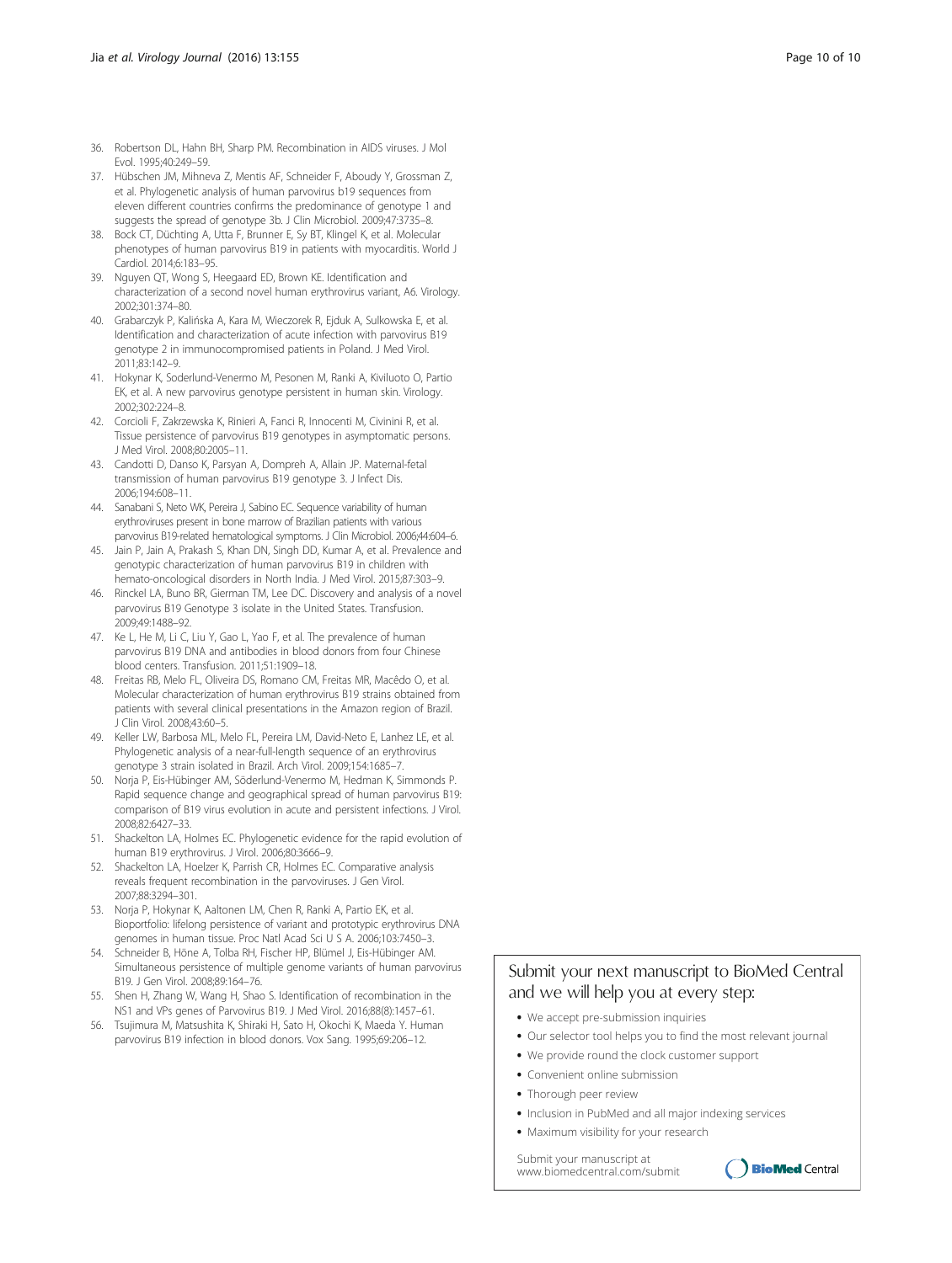36. Robertson DL, Hahn BH, Sharp PM. Recombination in AIDS viruses. J Mol Evol. 1995;40:249–59.
37. Hübschen JM, Mihneva Z, Mentis AF, Schneider F, Aboudy Y, Grossman Z, et al. Phylogenetic analysis of human parvovirus b19 sequences from eleven different countries confirms the predominance of genotype 1 and suggests the spread of genotype 3b. J Clin Microbiol. 2009;47:3735–8.
38. Bock CT, Düchting A, Utta F, Brunner E, Sy BT, Klingel K, et al. Molecular phenotypes of human parvovirus B19 in patients with myocarditis. World J Cardiol. 2014;6:183–95.
39. Nguyen QT, Wong S, Heegaard ED, Brown KE. Identification and characterization of a second novel human erythrovirus variant, A6. Virology. 2002;301:374–80.
40. Grabarczyk P, Kalińska A, Kara M, Wieczorek R, Ejduk A, Sulkowska E, et al. Identification and characterization of acute infection with parvovirus B19 genotype 2 in immunocompromised patients in Poland. J Med Virol. 2011;83:142–9.
41. Hokynar K, Soderlund-Venermo M, Pesonen M, Ranki A, Kiviluoto O, Partio EK, et al. A new parvovirus genotype persistent in human skin. Virology. 2002;302:224–8.
42. Corcioli F, Zakrzewska K, Rinieri A, Fanci R, Innocenti M, Civinini R, et al. Tissue persistence of parvovirus B19 genotypes in asymptomatic persons. J Med Virol. 2008;80:2005–11.
43. Candotti D, Danso K, Parsyan A, Dompreh A, Allain JP. Maternal-fetal transmission of human parvovirus B19 genotype 3. J Infect Dis. 2006;194:608–11.
44. Sanabani S, Neto WK, Pereira J, Sabino EC. Sequence variability of human erythroviruses present in bone marrow of Brazilian patients with various parvovirus B19-related hematological symptoms. J Clin Microbiol. 2006;44:604–6.
45. Jain P, Jain A, Prakash S, Khan DN, Singh DD, Kumar A, et al. Prevalence and genotypic characterization of human parvovirus B19 in children with hemato-oncological disorders in North India. J Med Virol. 2015;87:303–9.
46. Rinckel LA, Buno BR, Gierman TM, Lee DC. Discovery and analysis of a novel parvovirus B19 Genotype 3 isolate in the United States. Transfusion. 2009;49:1488–92.
47. Ke L, He M, Li C, Liu Y, Gao L, Yao F, et al. The prevalence of human parvovirus B19 DNA and antibodies in blood donors from four Chinese blood centers. Transfusion. 2011;51:1909–18.
48. Freitas RB, Melo FL, Oliveira DS, Romano CM, Freitas MR, Macêdo O, et al. Molecular characterization of human erythrovirus B19 strains obtained from patients with several clinical presentations in the Amazon region of Brazil. J Clin Virol. 2008;43:60–5.
49. Keller LW, Barbosa ML, Melo FL, Pereira LM, David-Neto E, Lanhez LE, et al. Phylogenetic analysis of a near-full-length sequence of an erythrovirus genotype 3 strain isolated in Brazil. Arch Virol. 2009;154:1685–7.
50. Norja P, Eis-Hübinger AM, Söderlund-Venermo M, Hedman K, Simmonds P. Rapid sequence change and geographical spread of human parvovirus B19: comparison of B19 virus evolution in acute and persistent infections. J Virol. 2008;82:6427–33.
51. Shackelton LA, Holmes EC. Phylogenetic evidence for the rapid evolution of human B19 erythrovirus. J Virol. 2006;80:3666–9.
52. Shackelton LA, Hoelzer K, Parrish CR, Holmes EC. Comparative analysis reveals frequent recombination in the parvoviruses. J Gen Virol. 2007;88:3294–301.
53. Norja P, Hokynar K, Aaltonen LM, Chen R, Ranki A, Partio EK, et al. Bioportfolio: lifelong persistence of variant and prototypic erythrovirus DNA genomes in human tissue. Proc Natl Acad Sci U S A. 2006;103:7450–3.
54. Schneider B, Höne A, Tolba RH, Fischer HP, Blümel J, Eis-Hübinger AM. Simultaneous persistence of multiple genome variants of human parvovirus B19. J Gen Virol. 2008;89:164–76.
55. Shen H, Zhang W, Wang H, Shao S. Identification of recombination in the NS1 and VPs genes of Parvovirus B19. J Med Virol. 2016;88(8):1457–61.
56. Tsujimura M, Matsushita K, Shiraki H, Sato H, Okochi K, Maeda Y. Human parvovirus B19 infection in blood donors. Vox Sang. 1995;69:206–12.

Submit your next manuscript to BioMed Central and we will help you at every step:

- We accept pre-submission inquiries
- Our selector tool helps you to find the most relevant journal
- We provide round the clock customer support
- Convenient online submission
- Thorough peer review
- Inclusion in PubMed and all major indexing services
- Maximum visibility for your research

Submit your manuscript at www.biomedcentral.com/submit

BioMed Central